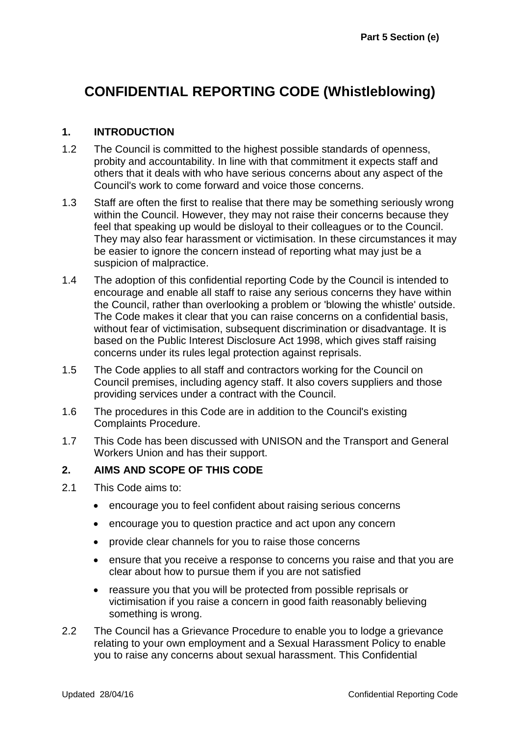# CONFIDENTIAL REPORTING CODE (Whistleblowing)

## 1. INTRODUCTION

1.2 The Council is committed to the highest possible standards of openness, probity and accountability. In line with that commitment it expects staff and others that it deals with who have serious concerns about any aspect of the Council's work to come forward and voice those concerns.

1.3 Staff are often the first to realise that there may be something seriously wrong within the Council. However, they may not raise their concerns because they feel that speaking up would be disloyal to their colleagues or to the Council. They may also fear harassment or victimisation. In these circumstances it may be easier to ignore the concern instead of reporting what may just be a suspicion of malpractice.

1.4 The adoption of this confidential reporting Code by the Council is intended to encourage and enable all staff to raise any serious concerns they have within the Council, rather than overlooking a problem or 'blowing the whistle' outside. The Code makes it clear that you can raise concerns on a confidential basis, without fear of victimisation, subsequent discrimination or disadvantage. It is based on the Public Interest Disclosure Act 1998, which gives staff raising concerns under its rules legal protection against reprisals.

1.5 The Code applies to all staff and contractors working for the Council on Council premises, including agency staff. It also covers suppliers and those providing services under a contract with the Council.

1.6 The procedures in this Code are in addition to the Council's existing Complaints Procedure.

1.7 This Code has been discussed with UNISON and the Transport and General Workers Union and has their support.

## 2. AIMS AND SCOPE OF THIS CODE

2.1 This Code aims to:

- encourage you to feel confident about raising serious concerns
- encourage you to question practice and act upon any concern
- provide clear channels for you to raise those concerns
- ensure that you receive a response to concerns you raise and that you are clear about how to pursue them if you are not satisfied
- reassure you that you will be protected from possible reprisals or victimisation if you raise a concern in good faith reasonably believing something is wrong.

2.2 The Council has a Grievance Procedure to enable you to lodge a grievance relating to your own employment and a Sexual Harassment Policy to enable you to raise any concerns about sexual harassment. This Confidential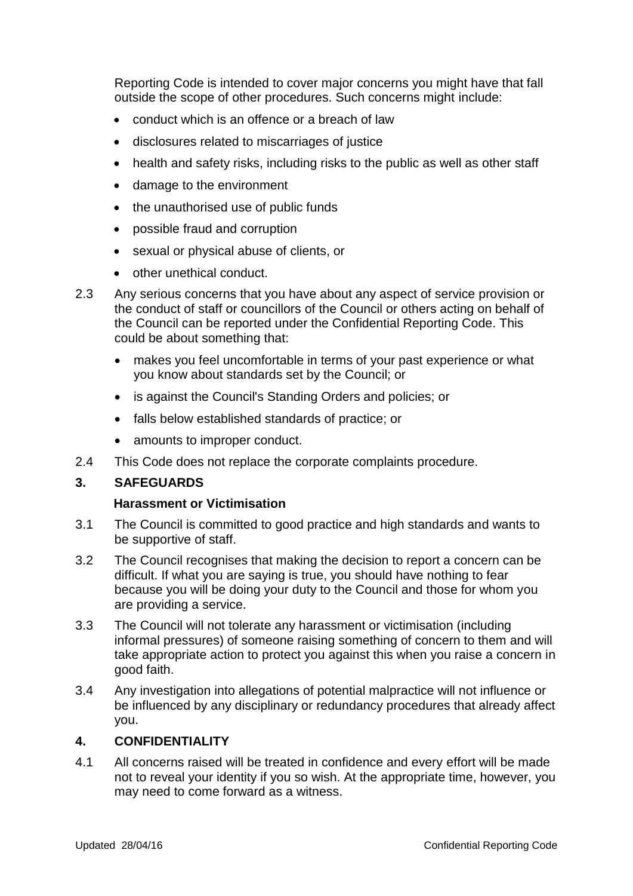Reporting Code is intended to cover major concerns you might have that fall outside the scope of other procedures. Such concerns might include:

- conduct which is an offence or a breach of law
- disclosures related to miscarriages of justice
- health and safety risks, including risks to the public as well as other staff
- damage to the environment
- the unauthorised use of public funds
- possible fraud and corruption
- sexual or physical abuse of clients, or
- other unethical conduct.

2.3 Any serious concerns that you have about any aspect of service provision or the conduct of staff or councillors of the Council or others acting on behalf of the Council can be reported under the Confidential Reporting Code. This could be about something that:

- makes you feel uncomfortable in terms of your past experience or what you know about standards set by the Council; or
- is against the Council's Standing Orders and policies; or
- falls below established standards of practice; or
- amounts to improper conduct.

2.4 This Code does not replace the corporate complaints procedure.

## 3. SAFEGUARDS

### Harassment or Victimisation

3.1 The Council is committed to good practice and high standards and wants to be supportive of staff.

3.2 The Council recognises that making the decision to report a concern can be difficult. If what you are saying is true, you should have nothing to fear because you will be doing your duty to the Council and those for whom you are providing a service.

3.3 The Council will not tolerate any harassment or victimisation (including informal pressures) of someone raising something of concern to them and will take appropriate action to protect you against this when you raise a concern in good faith.

3.4 Any investigation into allegations of potential malpractice will not influence or be influenced by any disciplinary or redundancy procedures that already affect you.

## 4. CONFIDENTIALITY

4.1 All concerns raised will be treated in confidence and every effort will be made not to reveal your identity if you so wish. At the appropriate time, however, you may need to come forward as a witness.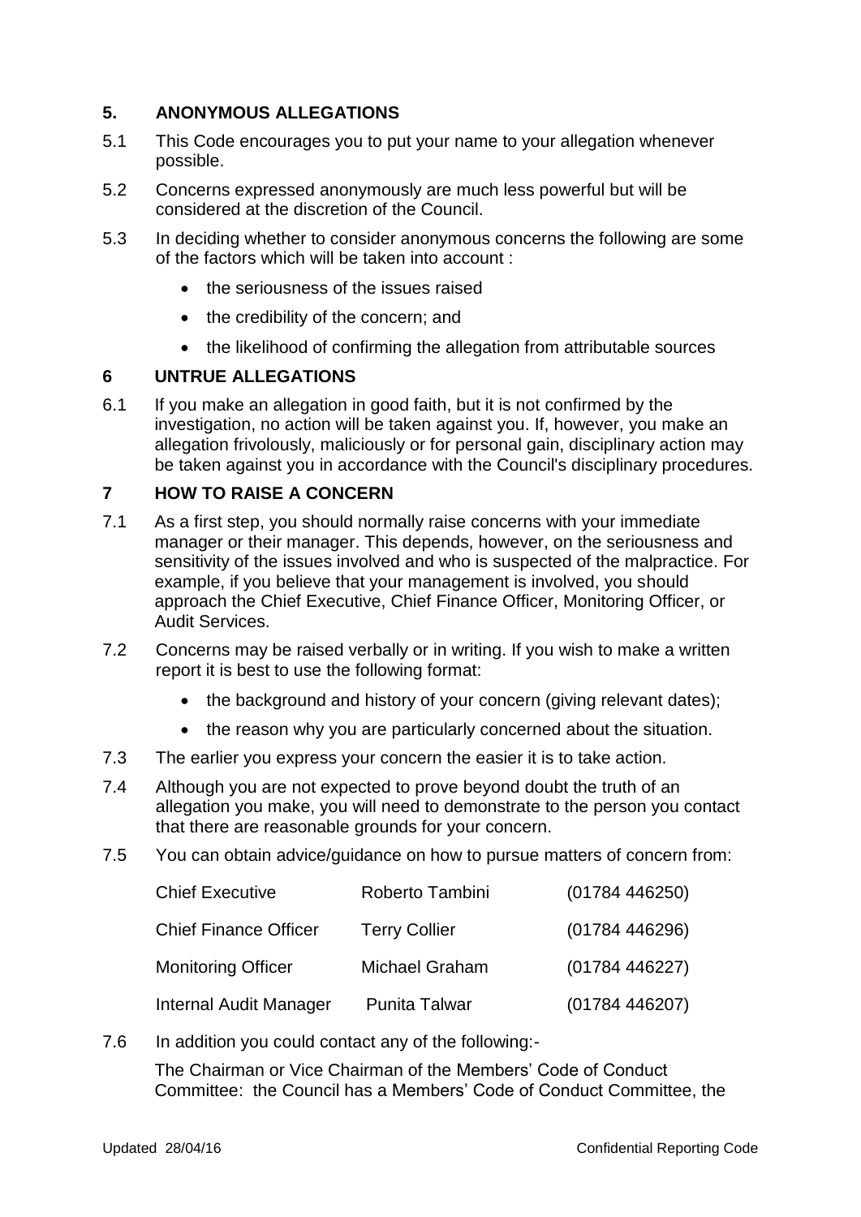## 5. ANONYMOUS ALLEGATIONS

5.1 This Code encourages you to put your name to your allegation whenever possible.

5.2 Concerns expressed anonymously are much less powerful but will be considered at the discretion of the Council.

5.3 In deciding whether to consider anonymous concerns the following are some of the factors which will be taken into account :

- the seriousness of the issues raised
- the credibility of the concern; and
- the likelihood of confirming the allegation from attributable sources

## 6 UNTRUE ALLEGATIONS

6.1 If you make an allegation in good faith, but it is not confirmed by the investigation, no action will be taken against you. If, however, you make an allegation frivolously, maliciously or for personal gain, disciplinary action may be taken against you in accordance with the Council's disciplinary procedures.

## 7 HOW TO RAISE A CONCERN

7.1 As a first step, you should normally raise concerns with your immediate manager or their manager. This depends, however, on the seriousness and sensitivity of the issues involved and who is suspected of the malpractice. For example, if you believe that your management is involved, you should approach the Chief Executive, Chief Finance Officer, Monitoring Officer, or Audit Services.

7.2 Concerns may be raised verbally or in writing. If you wish to make a written report it is best to use the following format:

- the background and history of your concern (giving relevant dates);
- the reason why you are particularly concerned about the situation.

7.3 The earlier you express your concern the easier it is to take action.

7.4 Although you are not expected to prove beyond doubt the truth of an allegation you make, you will need to demonstrate to the person you contact that there are reasonable grounds for your concern.

7.5 You can obtain advice/guidance on how to pursue matters of concern from:

| | | |
|---|---|---|
| Chief Executive | Roberto Tambini | (01784 446250) |
| Chief Finance Officer | Terry Collier | (01784 446296) |
| Monitoring Officer | Michael Graham | (01784 446227) |
| Internal Audit Manager | Punita Talwar | (01784 446207) |

7.6 In addition you could contact any of the following:-

The Chairman or Vice Chairman of the Members' Code of Conduct Committee: the Council has a Members' Code of Conduct Committee, the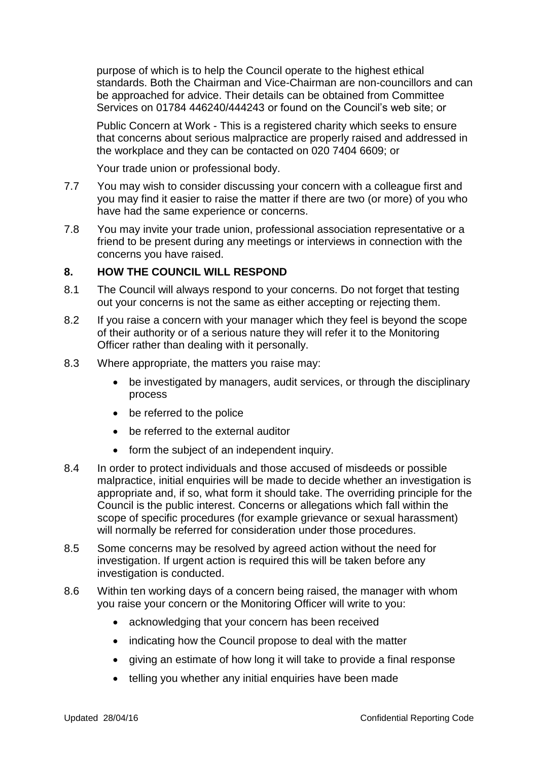purpose of which is to help the Council operate to the highest ethical standards. Both the Chairman and Vice-Chairman are non-councillors and can be approached for advice. Their details can be obtained from Committee Services on 01784 446240/444243 or found on the Council's web site; or

Public Concern at Work - This is a registered charity which seeks to ensure that concerns about serious malpractice are properly raised and addressed in the workplace and they can be contacted on 020 7404 6609; or

Your trade union or professional body.

7.7 You may wish to consider discussing your concern with a colleague first and you may find it easier to raise the matter if there are two (or more) of you who have had the same experience or concerns.

7.8 You may invite your trade union, professional association representative or a friend to be present during any meetings or interviews in connection with the concerns you have raised.

## 8. HOW THE COUNCIL WILL RESPOND

8.1 The Council will always respond to your concerns. Do not forget that testing out your concerns is not the same as either accepting or rejecting them.

8.2 If you raise a concern with your manager which they feel is beyond the scope of their authority or of a serious nature they will refer it to the Monitoring Officer rather than dealing with it personally.

8.3 Where appropriate, the matters you raise may:

- be investigated by managers, audit services, or through the disciplinary process
- be referred to the police
- be referred to the external auditor
- form the subject of an independent inquiry.

8.4 In order to protect individuals and those accused of misdeeds or possible malpractice, initial enquiries will be made to decide whether an investigation is appropriate and, if so, what form it should take. The overriding principle for the Council is the public interest. Concerns or allegations which fall within the scope of specific procedures (for example grievance or sexual harassment) will normally be referred for consideration under those procedures.

8.5 Some concerns may be resolved by agreed action without the need for investigation. If urgent action is required this will be taken before any investigation is conducted.

8.6 Within ten working days of a concern being raised, the manager with whom you raise your concern or the Monitoring Officer will write to you:

- acknowledging that your concern has been received
- indicating how the Council propose to deal with the matter
- giving an estimate of how long it will take to provide a final response
- telling you whether any initial enquiries have been made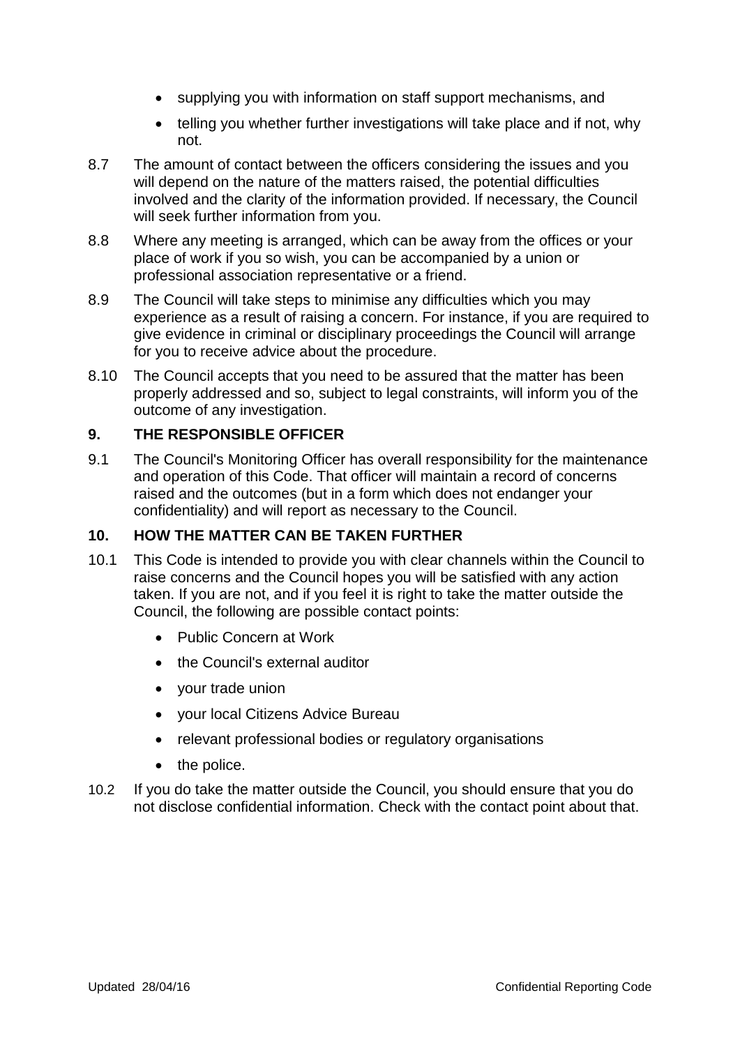- supplying you with information on staff support mechanisms, and
- telling you whether further investigations will take place and if not, why not.

8.7 The amount of contact between the officers considering the issues and you will depend on the nature of the matters raised, the potential difficulties involved and the clarity of the information provided. If necessary, the Council will seek further information from you.

8.8 Where any meeting is arranged, which can be away from the offices or your place of work if you so wish, you can be accompanied by a union or professional association representative or a friend.

8.9 The Council will take steps to minimise any difficulties which you may experience as a result of raising a concern. For instance, if you are required to give evidence in criminal or disciplinary proceedings the Council will arrange for you to receive advice about the procedure.

8.10 The Council accepts that you need to be assured that the matter has been properly addressed and so, subject to legal constraints, will inform you of the outcome of any investigation.

## 9. THE RESPONSIBLE OFFICER

9.1 The Council's Monitoring Officer has overall responsibility for the maintenance and operation of this Code. That officer will maintain a record of concerns raised and the outcomes (but in a form which does not endanger your confidentiality) and will report as necessary to the Council.

## 10. HOW THE MATTER CAN BE TAKEN FURTHER

10.1 This Code is intended to provide you with clear channels within the Council to raise concerns and the Council hopes you will be satisfied with any action taken. If you are not, and if you feel it is right to take the matter outside the Council, the following are possible contact points:

- Public Concern at Work
- the Council's external auditor
- your trade union
- your local Citizens Advice Bureau
- relevant professional bodies or regulatory organisations
- the police.

10.2 If you do take the matter outside the Council, you should ensure that you do not disclose confidential information. Check with the contact point about that.